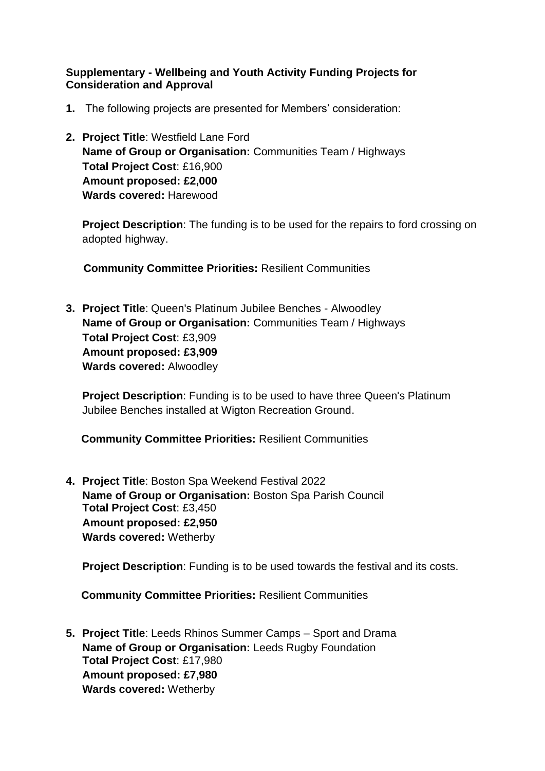**Supplementary - Wellbeing and Youth Activity Funding Projects for Consideration and Approval**

1. The following projects are presented for Members' consideration:

2. **Project Title**: Westfield Lane Ford
   **Name of Group or Organisation:** Communities Team / Highways
   **Total Project Cost**: £16,900
   **Amount proposed: £2,000**
   **Wards covered:** Harewood

   **Project Description**: The funding is to be used for the repairs to ford crossing on adopted highway.

   **Community Committee Priorities:** Resilient Communities

3. **Project Title**: Queen's Platinum Jubilee Benches - Alwoodley
   **Name of Group or Organisation:** Communities Team / Highways
   **Total Project Cost**: £3,909
   **Amount proposed: £3,909**
   **Wards covered:** Alwoodley

   **Project Description**: Funding is to be used to have three Queen's Platinum Jubilee Benches installed at Wigton Recreation Ground.

   **Community Committee Priorities:** Resilient Communities

4. **Project Title**: Boston Spa Weekend Festival 2022
   **Name of Group or Organisation:** Boston Spa Parish Council
   **Total Project Cost**: £3,450
   **Amount proposed: £2,950**
   **Wards covered:** Wetherby

   **Project Description**: Funding is to be used towards the festival and its costs.

   **Community Committee Priorities:** Resilient Communities

5. **Project Title**: Leeds Rhinos Summer Camps – Sport and Drama
   **Name of Group or Organisation:** Leeds Rugby Foundation
   **Total Project Cost**: £17,980
   **Amount proposed: £7,980**
   **Wards covered:** Wetherby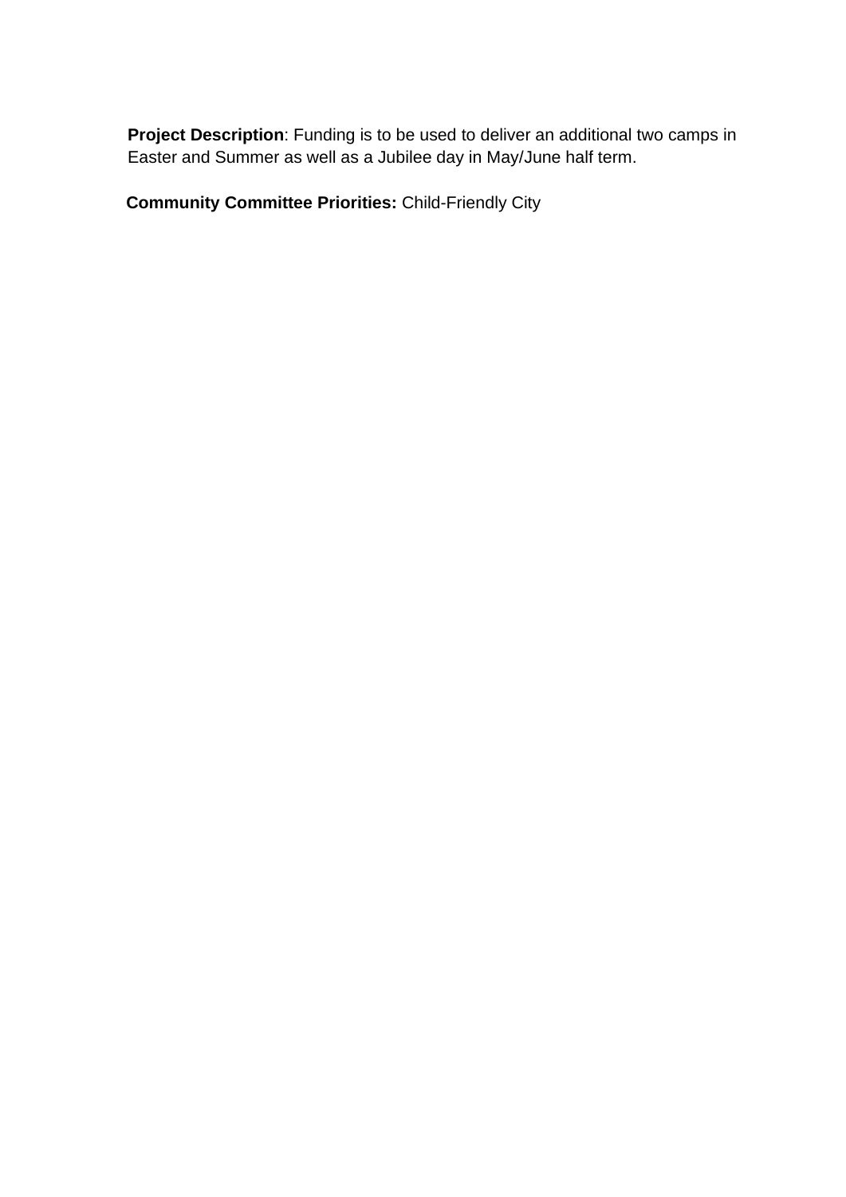**Project Description**: Funding is to be used to deliver an additional two camps in Easter and Summer as well as a Jubilee day in May/June half term.

**Community Committee Priorities:** Child-Friendly City